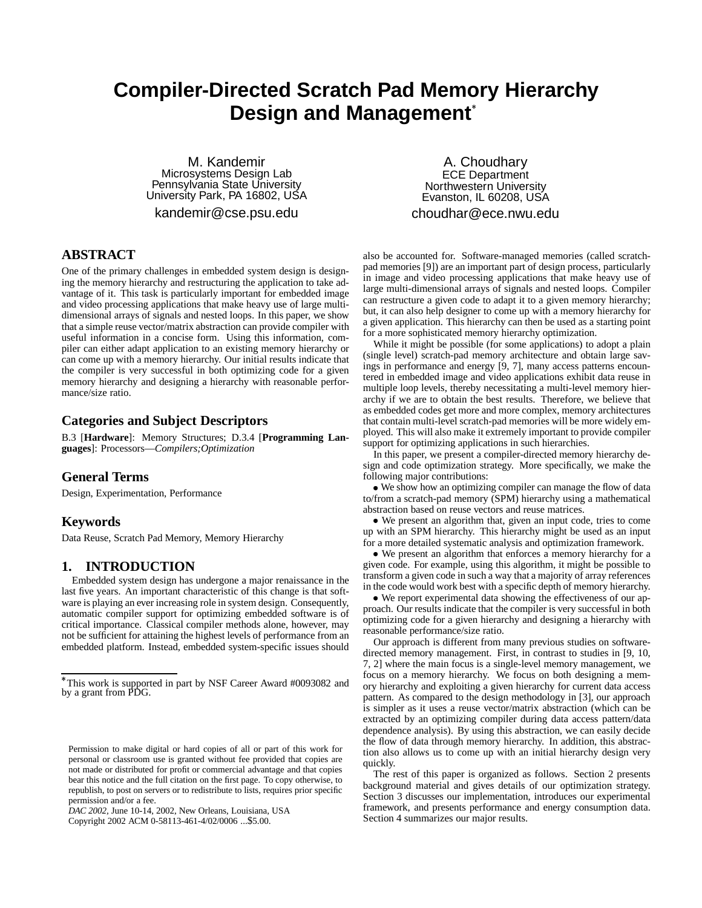# Compiler-Directed Scratch Pad Memory Hierarchy Design and Management*

M. Kandemir
Microsystems Design Lab
Pennsylvania State University
University Park, PA 16802, USA
kandemir@cse.psu.edu

A. Choudhary
ECE Department
Northwestern University
Evanston, IL 60208, USA
choudhar@ece.nwu.edu

## ABSTRACT

One of the primary challenges in embedded system design is designing the memory hierarchy and restructuring the application to take advantage of it. This task is particularly important for embedded image and video processing applications that make heavy use of large multi-dimensional arrays of signals and nested loops. In this paper, we show that a simple reuse vector/matrix abstraction can provide compiler with useful information in a concise form. Using this information, compiler can either adapt application to an existing memory hierarchy or can come up with a memory hierarchy. Our initial results indicate that the compiler is very successful in both optimizing code for a given memory hierarchy and designing a hierarchy with reasonable performance/size ratio.

## Categories and Subject Descriptors

B.3 [**Hardware**]: Memory Structures; D.3.4 [**Programming Languages**]: Processors—*Compilers;Optimization*

## General Terms

Design, Experimentation, Performance

## Keywords

Data Reuse, Scratch Pad Memory, Memory Hierarchy

## 1. INTRODUCTION

Embedded system design has undergone a major renaissance in the last five years. An important characteristic of this change is that software is playing an ever increasing role in system design. Consequently, automatic compiler support for optimizing embedded software is of critical importance. Classical compiler methods alone, however, may not be sufficient for attaining the highest levels of performance from an embedded platform. Instead, embedded system-specific issues should also be accounted for. Software-managed memories (called scratch-pad memories [9]) are an important part of design process, particularly in image and video processing applications that make heavy use of large multi-dimensional arrays of signals and nested loops. Compiler can restructure a given code to adapt it to a given memory hierarchy; but, it can also help designer to come up with a memory hierarchy for a given application. This hierarchy can then be used as a starting point for a more sophisticated memory hierarchy optimization.

While it might be possible (for some applications) to adopt a plain (single level) scratch-pad memory architecture and obtain large savings in performance and energy [9, 7], many access patterns encountered in embedded image and video applications exhibit data reuse in multiple loop levels, thereby necessitating a multi-level memory hierarchy if we are to obtain the best results. Therefore, we believe that as embedded codes get more and more complex, memory architectures that contain multi-level scratch-pad memories will be more widely employed. This will also make it extremely important to provide compiler support for optimizing applications in such hierarchies.

In this paper, we present a compiler-directed memory hierarchy design and code optimization strategy. More specifically, we make the following major contributions:

- We show how an optimizing compiler can manage the flow of data to/from a scratch-pad memory (SPM) hierarchy using a mathematical abstraction based on reuse vectors and reuse matrices.
- We present an algorithm that, given an input code, tries to come up with an SPM hierarchy. This hierarchy might be used as an input for a more detailed systematic analysis and optimization framework.
- We present an algorithm that enforces a memory hierarchy for a given code. For example, using this algorithm, it might be possible to transform a given code in such a way that a majority of array references in the code would work best with a specific depth of memory hierarchy.
- We report experimental data showing the effectiveness of our approach. Our results indicate that the compiler is very successful in both optimizing code for a given hierarchy and designing a hierarchy with reasonable performance/size ratio.

Our approach is different from many previous studies on software-directed memory management. First, in contrast to studies in [9, 10, 7, 2] where the main focus is a single-level memory management, we focus on a memory hierarchy. We focus on both designing a memory hierarchy and exploiting a given hierarchy for current data access pattern. As compared to the design methodology in [3], our approach is simpler as it uses a reuse vector/matrix abstraction (which can be extracted by an optimizing compiler during data access pattern/data dependence analysis). By using this abstraction, we can easily decide the flow of data through memory hierarchy. In addition, this abstraction also allows us to come up with an initial hierarchy design very quickly.

The rest of this paper is organized as follows. Section 2 presents background material and gives details of our optimization strategy. Section 3 discusses our implementation, introduces our experimental framework, and presents performance and energy consumption data. Section 4 summarizes our major results.

*This work is supported in part by NSF Career Award #0093082 and by a grant from PDG.

Permission to make digital or hard copies of all or part of this work for personal or classroom use is granted without fee provided that copies are not made or distributed for profit or commercial advantage and that copies bear this notice and the full citation on the first page. To copy otherwise, to republish, to post on servers or to redistribute to lists, requires prior specific permission and/or a fee.
*DAC 2002*, June 10-14, 2002, New Orleans, Louisiana, USA
Copyright 2002 ACM 0-58113-461-4/02/0006 ...$5.00.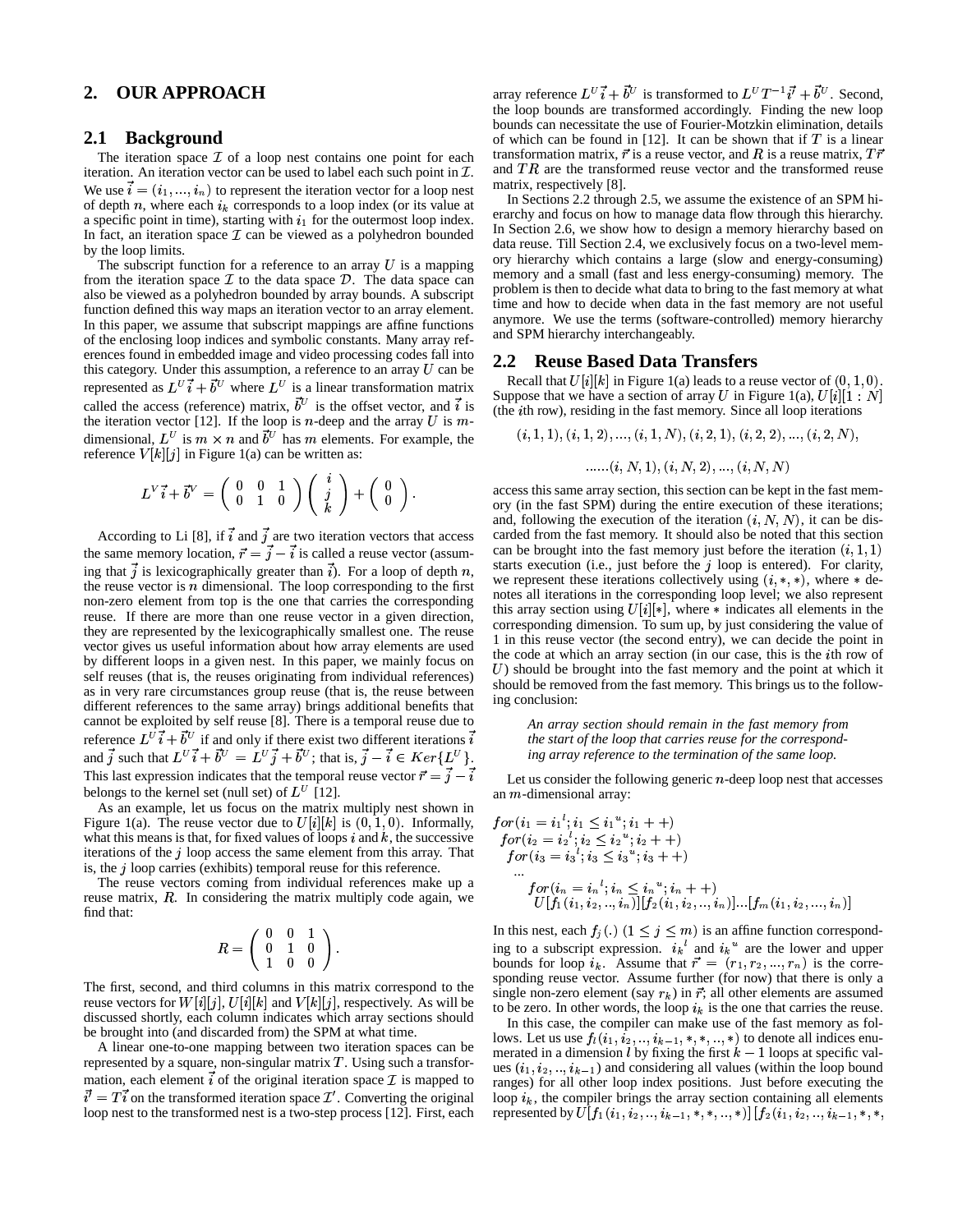## 2. OUR APPROACH

### 2.1 Background

The iteration space $\mathcal{I}$ of a loop nest contains one point for each iteration. An iteration vector can be used to label each such point in $\mathcal{I}$. We use $\vec{i} = (i_1, ..., i_n)$ to represent the iteration vector for a loop nest of depth $n$, where each $i_k$ corresponds to a loop index (or its value at a specific point in time), starting with $i_1$ for the outermost loop index. In fact, an iteration space $\mathcal{I}$ can be viewed as a polyhedron bounded by the loop limits.

The subscript function for a reference to an array $U$ is a mapping from the iteration space $\mathcal{I}$ to the data space $\mathcal{D}$. The data space can also be viewed as a polyhedron bounded by array bounds. A subscript function defined this way maps an iteration vector to an array element. In this paper, we assume that subscript mappings are affine functions of the enclosing loop indices and symbolic constants. Many array references found in embedded image and video processing codes fall into this category. Under this assumption, a reference to an array $U$ can be represented as $L^U\vec{i} + \vec{b}^U$ where $L^U$ is a linear transformation matrix called the access (reference) matrix, $\vec{b}^U$ is the offset vector, and $\vec{i}$ is the iteration vector [12]. If the loop is $n$-deep and the array $U$ is $m$-dimensional, $L^U$ is $m \times n$ and $\vec{b}^U$ has $m$ elements. For example, the reference $V[k][j]$ in Figure 1(a) can be written as:

$$L^V\vec{i} + \vec{b}^V = \begin{pmatrix} 0 & 0 & 1 \\ 0 & 1 & 0 \end{pmatrix} \begin{pmatrix} i \\ j \\ k \end{pmatrix} + \begin{pmatrix} 0 \\ 0 \end{pmatrix}.$$

According to Li [8], if $\vec{i}$ and $\vec{j}$ are two iteration vectors that access the same memory location, $\vec{r} = \vec{j} - \vec{i}$ is called a reuse vector (assuming that $\vec{j}$ is lexicographically greater than $\vec{i}$). For a loop of depth $n$, the reuse vector is $n$ dimensional. The loop corresponding to the first non-zero element from top is the one that carries the corresponding reuse. If there are more than one reuse vector in a given direction, they are represented by the lexicographically smallest one. The reuse vector gives us useful information about how array elements are used by different loops in a given nest. In this paper, we mainly focus on self reuses (that is, the reuses originating from individual references) as in very rare circumstances group reuse (that is, the reuse between different references to the same array) brings additional benefits that cannot be exploited by self reuse [8]. There is a temporal reuse due to reference $L^U\vec{i} + \vec{b}^U$ if and only if there exist two different iterations $\vec{i}$ and $\vec{j}$ such that $L^U\vec{i} + \vec{b}^U = L^U\vec{j} + \vec{b}^U$; that is, $\vec{j} - \vec{i} \in Ker\{L^U\}$. This last expression indicates that the temporal reuse vector $\vec{r} = \vec{j} - \vec{i}$ belongs to the kernel set (null set) of $L^U$ [12].

As an example, let us focus on the matrix multiply nest shown in Figure 1(a). The reuse vector due to $U[i][k]$ is $(0, 1, 0)$. Informally, what this means is that, for fixed values of loops $i$ and $k$, the successive iterations of the $j$ loop access the same element from this array. That is, the $j$ loop carries (exhibits) temporal reuse for this reference.

The reuse vectors coming from individual references make up a reuse matrix, $R$. In considering the matrix multiply code again, we find that:

$$R = \begin{pmatrix} 0 & 0 & 1 \\ 0 & 1 & 0 \\ 1 & 0 & 0 \end{pmatrix}.$$

The first, second, and third columns in this matrix correspond to the reuse vectors for $W[i][j]$, $U[i][k]$ and $V[k][j]$, respectively. As will be discussed shortly, each column indicates which array sections should be brought into (and discarded from) the SPM at what time.

A linear one-to-one mapping between two iteration spaces can be represented by a square, non-singular matrix $T$. Using such a transformation, each element $\vec{i}$ of the original iteration space $\mathcal{I}$ is mapped to $\vec{i'} = T\vec{i}$ on the transformed iteration space $\mathcal{I}'$. Converting the original loop nest to the transformed nest is a two-step process [12]. First, each array reference $L^U\vec{i} + \vec{b}^U$ is transformed to $L^U T^{-1}\vec{i'} + \vec{b}^U$. Second, the loop bounds are transformed accordingly. Finding the new loop bounds can necessitate the use of Fourier-Motzkin elimination, details of which can be found in [12]. It can be shown that if $T$ is a linear transformation matrix, $\vec{r}$ is a reuse vector, and $R$ is a reuse matrix, $T\vec{r}$ and $TR$ are the transformed reuse vector and the transformed reuse matrix, respectively [8].

In Sections 2.2 through 2.5, we assume the existence of an SPM hierarchy and focus on how to manage data flow through this hierarchy. In Section 2.6, we show how to design a memory hierarchy based on data reuse. Till Section 2.4, we exclusively focus on a two-level memory hierarchy which contains a large (slow and energy-consuming) memory and a small (fast and less energy-consuming) memory. The problem is then to decide what data to bring to the fast memory at what time and how to decide when data in the fast memory are not useful anymore. We use the terms (software-controlled) memory hierarchy and SPM hierarchy interchangeably.

### 2.2 Reuse Based Data Transfers

Recall that $U[i][k]$ in Figure 1(a) leads to a reuse vector of $(0, 1, 0)$. Suppose that we have a section of array $U$ in Figure 1(a), $U[i][1:N]$ (the $i$th row), residing in the fast memory. Since all loop iterations

$$(i, 1, 1), (i, 1, 2), ..., (i, 1, N), (i, 2, 1), (i, 2, 2), ..., (i, 2, N),$$

$$......(i, N, 1), (i, N, 2), ..., (i, N, N)$$

access this same array section, this section can be kept in the fast memory (in the fast SPM) during the entire execution of these iterations; and, following the execution of the iteration $(i, N, N)$, it can be discarded from the fast memory. It should also be noted that this section can be brought into the fast memory just before the iteration $(i, 1, 1)$ starts execution (i.e., just before the $j$ loop is entered). For clarity, we represent these iterations collectively using $(i, *, *)$, where $*$ denotes all iterations in the corresponding loop level; we also represent this array section using $U[i][*]$, where $*$ indicates all elements in the corresponding dimension. To sum up, by just considering the value of 1 in this reuse vector (the second entry), we can decide the point in the code at which an array section (in our case, this is the $i$th row of $U$) should be brought into the fast memory and the point at which it should be removed from the fast memory. This brings us to the following conclusion:

*An array section should remain in the fast memory from the start of the loop that carries reuse for the corresponding array reference to the termination of the same loop.*

Let us consider the following generic $n$-deep loop nest that accesses an $m$-dimensional array:

$$
\begin{array}{l}
for(i_1 = i_1{}^l; i_1 \leq i_1{}^u; i_1++) \\
\;\; for(i_2 = i_2{}^l; i_2 \leq i_2{}^u; i_2++) \\
\;\;\;\; for(i_3 = i_3{}^l; i_3 \leq i_3{}^u; i_3++) \\
\;\;\;\;\;\; ... \\
\;\;\;\;\;\;\;\; for(i_n = i_n{}^l; i_n \leq i_n{}^u; i_n++) \\
\;\;\;\;\;\;\;\;\;\; U[f_1(i_1, i_2, .., i_n)][f_2(i_1, i_2, .., i_n)]...[f_m(i_1, i_2, ..., i_n)]
\end{array}
$$

In this nest, each $f_j(.)$ $(1 \leq j \leq m)$ is an affine function corresponding to a subscript expression. $i_k{}^l$ and $i_k{}^u$ are the lower and upper bounds for loop $i_k$. Assume that $\vec{r} = (r_1, r_2, ..., r_n)$ is the corresponding reuse vector. Assume further (for now) that there is only a single non-zero element (say $r_k$) in $\vec{r}$; all other elements are assumed to be zero. In other words, the loop $i_k$ is the one that carries the reuse.

In this case, the compiler can make use of the fast memory as follows. Let us use $f_l(i_1, i_2, .., i_{k-1}, *, *, .., *)$ to denote all indices enumerated in a dimension $l$ by fixing the first $k-1$ loops at specific values $(i_1, i_2, .., i_{k-1})$ and considering all values (within the loop bound ranges) for all other loop index positions. Just before executing the loop $i_k$, the compiler brings the array section containing all elements represented by $U[f_1(i_1, i_2, .., i_{k-1}, *, *, .., *)]\,[f_2(i_1, i_2, .., i_{k-1}, *, *,$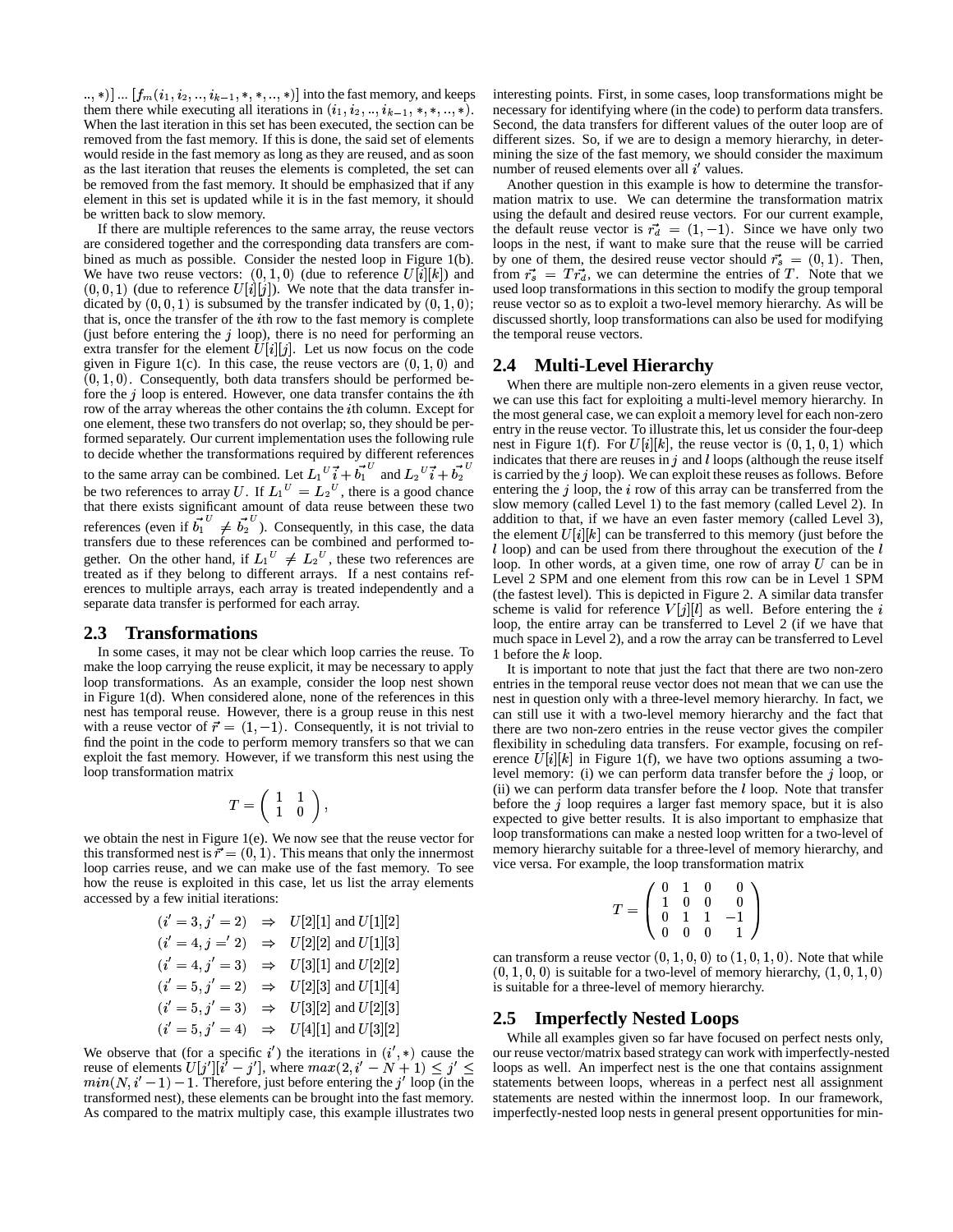$.., *)] ... [f_m(i_1, i_2, .., i_{k-1}, *, *, .., *)]$ into the fast memory, and keeps them there while executing all iterations in $(i_1, i_2, .., i_{k-1}, *, *, .., *)$. When the last iteration in this set has been executed, the section can be removed from the fast memory. If this is done, the said set of elements would reside in the fast memory as long as they are reused, and as soon as the last iteration that reuses the elements is completed, the set can be removed from the fast memory. It should be emphasized that if any element in this set is updated while it is in the fast memory, it should be written back to slow memory.

If there are multiple references to the same array, the reuse vectors are considered together and the corresponding data transfers are combined as much as possible. Consider the nested loop in Figure 1(b). We have two reuse vectors: $(0, 1, 0)$ (due to reference $U[i][k]$) and $(0, 0, 1)$ (due to reference $U[i][j]$). We note that the data transfer indicated by $(0, 0, 1)$ is subsumed by the transfer indicated by $(0, 1, 0)$; that is, once the transfer of the $i$th row to the fast memory is complete (just before entering the $j$ loop), there is no need for performing an extra transfer for the element $U[i][j]$. Let us now focus on the code given in Figure 1(c). In this case, the reuse vectors are $(0, 1, 0)$ and $(0, 1, 0)$. Consequently, both data transfers should be performed before the $j$ loop is entered. However, one data transfer contains the $i$th row of the array whereas the other contains the $i$th column. Except for one element, these two transfers do not overlap; so, they should be performed separately. Our current implementation uses the following rule to decide whether the transformations required by different references to the same array can be combined. Let $L_1{}^U \vec{i} + \vec{b_1}^U$ and $L_2{}^U \vec{i} + \vec{b_2}^U$ be two references to array $U$. If $L_1{}^U = L_2{}^U$, there is a good chance that there exists significant amount of data reuse between these two references (even if $\vec{b_1}^U \neq \vec{b_2}^U$). Consequently, in this case, the data transfers due to these references can be combined and performed together. On the other hand, if $L_1{}^U \neq L_2{}^U$, these two references are treated as if they belong to different arrays. If a nest contains references to multiple arrays, each array is treated independently and a separate data transfer is performed for each array.

## 2.3 Transformations

In some cases, it may not be clear which loop carries the reuse. To make the loop carrying the reuse explicit, it may be necessary to apply loop transformations. As an example, consider the loop nest shown in Figure 1(d). When considered alone, none of the references in this nest has temporal reuse. However, there is a group reuse in this nest with a reuse vector of $\vec{r} = (1, -1)$. Consequently, it is not trivial to find the point in the code to perform memory transfers so that we can exploit the fast memory. However, if we transform this nest using the loop transformation matrix

$$T = \begin{pmatrix} 1 & 1 \\ 1 & 0 \end{pmatrix},$$

we obtain the nest in Figure 1(e). We now see that the reuse vector for this transformed nest is $\vec{r} = (0, 1)$. This means that only the innermost loop carries reuse, and we can make use of the fast memory. To see how the reuse is exploited in this case, let us list the array elements accessed by a few initial iterations:

$$\begin{array}{lcl}
(i' = 3, j' = 2) & \Rightarrow & U[2][1] \text{ and } U[1][2] \\
(i' = 4, j =' 2) & \Rightarrow & U[2][2] \text{ and } U[1][3] \\
(i' = 4, j' = 3) & \Rightarrow & U[3][1] \text{ and } U[2][2] \\
(i' = 5, j' = 2) & \Rightarrow & U[2][3] \text{ and } U[1][4] \\
(i' = 5, j' = 3) & \Rightarrow & U[3][2] \text{ and } U[2][3] \\
(i' = 5, j' = 4) & \Rightarrow & U[4][1] \text{ and } U[3][2]
\end{array}$$

We observe that (for a specific $i'$) the iterations in $(i', *)$ cause the reuse of elements $U[j'][i' - j']$, where $max(2, i' - N + 1) \leq j' \leq min(N, i' - 1) - 1$. Therefore, just before entering the $j'$ loop (in the transformed nest), these elements can be brought into the fast memory. As compared to the matrix multiply case, this example illustrates two interesting points. First, in some cases, loop transformations might be necessary for identifying where (in the code) to perform data transfers. Second, the data transfers for different values of the outer loop are of different sizes. So, if we are to design a memory hierarchy, in determining the size of the fast memory, we should consider the maximum number of reused elements over all $i'$ values.

Another question in this example is how to determine the transformation matrix to use. We can determine the transformation matrix using the default and desired reuse vectors. For our current example, the default reuse vector is $\vec{r_d} = (1, -1)$. Since we have only two loops in the nest, if want to make sure that the reuse will be carried by one of them, the desired reuse vector should $\vec{r_s} = (0, 1)$. Then, from $\vec{r_s} = T\vec{r_d}$, we can determine the entries of $T$. Note that we used loop transformations in this section to modify the group temporal reuse vector so as to exploit a two-level memory hierarchy. As will be discussed shortly, loop transformations can also be used for modifying the temporal reuse vectors.

## 2.4 Multi-Level Hierarchy

When there are multiple non-zero elements in a given reuse vector, we can use this fact for exploiting a multi-level memory hierarchy. In the most general case, we can exploit a memory level for each non-zero entry in the reuse vector. To illustrate this, let us consider the four-deep nest in Figure 1(f). For $U[i][k]$, the reuse vector is $(0, 1, 0, 1)$ which indicates that there are reuses in $j$ and $l$ loops (although the reuse itself is carried by the $j$ loop). We can exploit these reuses as follows. Before entering the $j$ loop, the $i$ row of this array can be transferred from the slow memory (called Level 1) to the fast memory (called Level 2). In addition to that, if we have an even faster memory (called Level 3), the element $U[i][k]$ can be transferred to this memory (just before the $l$ loop) and can be used from there throughout the execution of the $l$ loop. In other words, at a given time, one row of array $U$ can be in Level 2 SPM and one element from this row can be in Level 1 SPM (the fastest level). This is depicted in Figure 2. A similar data transfer scheme is valid for reference $V[j][l]$ as well. Before entering the $i$ loop, the entire array can be transferred to Level 2 (if we have that much space in Level 2), and a row the array can be transferred to Level 1 before the $k$ loop.

It is important to note that just the fact that there are two non-zero entries in the temporal reuse vector does not mean that we can use the nest in question only with a three-level memory hierarchy. In fact, we can still use it with a two-level hierarchy and the fact that there are two non-zero entries in the reuse vector gives the compiler flexibility in scheduling data transfers. For example, focusing on reference $U[i][k]$ in Figure 1(f), we have two options assuming a two-level memory: (i) we can perform data transfer before the $j$ loop, or (ii) we can perform data transfer before the $l$ loop. Note that transfer before the $j$ loop requires a larger fast memory space, but it is also expected to give better results. It is also important to emphasize that loop transformations can make a nested loop written for a two-level of memory hierarchy suitable for a three-level of memory hierarchy, and vice versa. For example, the loop transformation matrix

$$T = \begin{pmatrix} 0 & 1 & 0 & 0 \\ 1 & 0 & 0 & 0 \\ 0 & 1 & 1 & -1 \\ 0 & 0 & 0 & 1 \end{pmatrix}$$

can transform a reuse vector $(0, 1, 0, 0)$ to $(1, 0, 1, 0)$. Note that while $(0, 1, 0, 0)$ is suitable for a two-level of memory hierarchy, $(1, 0, 1, 0)$ is suitable for a three-level of memory hierarchy.

## 2.5 Imperfectly Nested Loops

While all examples given so far have focused on perfect nests only, our reuse vector/matrix based strategy can work with imperfectly-nested loops as well. An imperfect nest is the one that contains assignment statements between loops, whereas in a perfect nest all assignment statements are nested within the innermost loop. In our framework, imperfectly-nested loop nests in general present opportunities for min-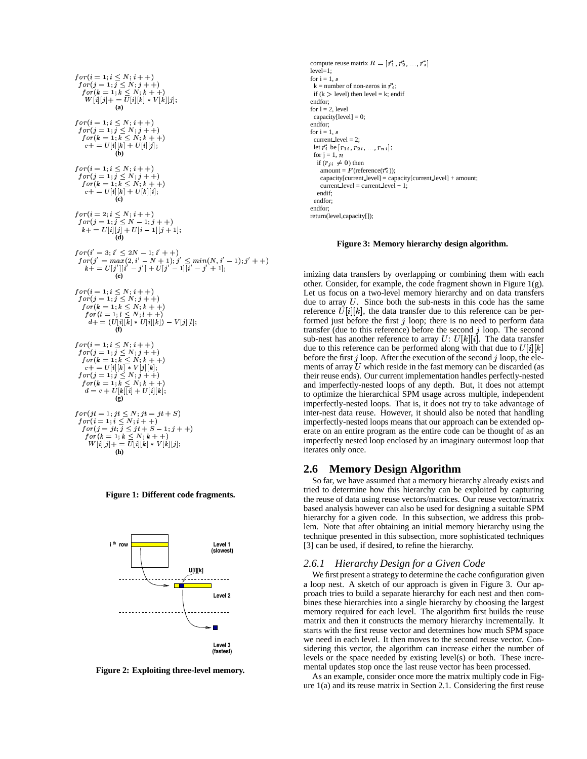```
for(i = 1; i ≤ N; i++)
 for(j = 1; j ≤ N; j++)
  for(k = 1; k ≤ N; k++)
   W[i][j]+ = U[i][k] * V[k][j];
```
**(a)**

```
for(i = 1; i ≤ N; i++)
 for(j = 1; j ≤ N; j++)
  for(k = 1; k ≤ N; k++)
   c+ = U[i][k] + U[i][j];
```
**(b)**

```
for(i = 1; i ≤ N; i++)
 for(j = 1; j ≤ N; j++)
  for(k = 1; k ≤ N; k++)
   c+ = U[i][k] + U[k][i];
```
**(c)**

```
for(i = 2; i ≤ N; i++)
 for(j = 1; j ≤ N - 1; j++)
  k+ = U[i][j] + U[i - 1][j + 1];
```
**(d)**

```
for(i' = 3; i' ≤ 2N - 1; i'++)
 for(j' = max(2, i' - N + 1); j' ≤ min(N, i' - 1); j'++)
  k+ = U[j'][i' - j'] + U[j' - 1][i' - j' + 1];
```
**(e)**

```
for(i = 1; i ≤ N; i++)
 for(j = 1; j ≤ N; j++)
  for(k = 1; k ≤ N; k++)
   for(l = 1; l ≤ N; l++)
    d+ = (U[i][k] * U[i][k]) - V[j][l];
```
**(f)**

```
for(i = 1; i ≤ N; i++)
 for(j = 1; j ≤ N; j++)
  for(k = 1; k ≤ N; k++)
   c+ = U[i][k] * V[j][k];
 for(j = 1; j ≤ N; j++)
  for(k = 1; k ≤ N; k++)
   d = c + U[k][i] + U[i][k];
```
**(g)**

```
for(jt = 1; jt ≤ N; jt = jt + S)
 for(i = 1; i ≤ N; i++)
  for(j = jt; j ≤ jt + S - 1; j++)
   for(k = 1; k ≤ N; k++)
    W[i][j]+ = U[i][k] * V[k][j];
```
**(h)**

**Figure 1: Different code fragments.**

i th row

Level 1 (slowest)

U[i][k]

Level 2

Level 3 (fastest)

**Figure 2: Exploiting three-level memory.**

```
compute reuse matrix R = [r1, r2, ..., rs]
level=1;
for i = 1, s
  k = number of non-zeros in ri;
  if (k > level) then level = k; endif
endfor;
for l = 2, level
  capacity[level] = 0;
endfor;
for i = 1, s
  current_level = 2;
  let ri be [r1i, r2i, ..., rni];
  for j = 1, n
    if (rji ≠ 0) then
      amount = F(reference(ri));
      capacity[current_level] = capacity[current_level] + amount;
      current_level = current_level + 1;
    endif;
  endfor;
endfor;
return(level,capacity[]);
```

**Figure 3: Memory hierarchy design algorithm.**

imizing data transfers by overlapping or combining them with each other. Consider, for example, the code fragment shown in Figure 1(g). Let us focus on a two-level memory hierarchy and on data transfers due to array $U$. Since both the sub-nests in this code has the same reference $U[i][k]$, the data transfer due to this reference can be performed just before the first $j$ loop; there is no need to perform data transfer (due to this reference) before the second $j$ loop. The second sub-nest has another reference to array $U$: $U[k][i]$. The data transfer due to this reference can be performed along with that due to $U[i][k]$ before the first $j$ loop. After the execution of the second $j$ loop, the elements of array $U$ which reside in the fast memory can be discarded (as their reuse ends). Our current implementation handles perfectly-nested and imperfectly-nested loops of any depth. But, it does not attempt to optimize the hierarchical SPM usage across multiple, independent imperfectly-nested loops. That is, it does not try to take advantage of inter-nest data reuse. However, it should also be noted that handling imperfectly-nested loops means that our approach can be extended operate on an entire program as the entire code can be thought of as an imperfectly nested loop enclosed by an imaginary outermost loop that iterates only once.

## 2.6 Memory Design Algorithm

So far, we have assumed that a memory hierarchy already exists and tried to determine how this hierarchy can be exploited by capturing the reuse of data using reuse vectors/matrices. Our reuse vector/matrix based analysis however can also be used for designing a suitable SPM hierarchy for a given code. In this subsection, we address this problem. Note that after obtaining an initial memory hierarchy using the technique presented in this subsection, more sophisticated techniques [3] can be used, if desired, to refine the hierarchy.

### 2.6.1 *Hierarchy Design for a Given Code*

We first present a strategy to determine the cache configuration given a loop nest. A sketch of our approach is given in Figure 3. Our approach tries to build a separate hierarchy for each nest and then combines these hierarchies into a single hierarchy by choosing the largest memory required for each level. The algorithm first builds the reuse matrix and then it constructs the memory hierarchy incrementally. It starts with the first reuse vector and determines how much SPM space we need in each level. It then moves to the second reuse vector. Considering this vector, the algorithm can increase either the number of levels or the space needed by existing level(s) or both. These incremental updates stop once the last reuse vector has been processed.

As an example, consider once more the matrix multiply code in Figure 1(a) and its reuse matrix in Section 2.1. Considering the first reuse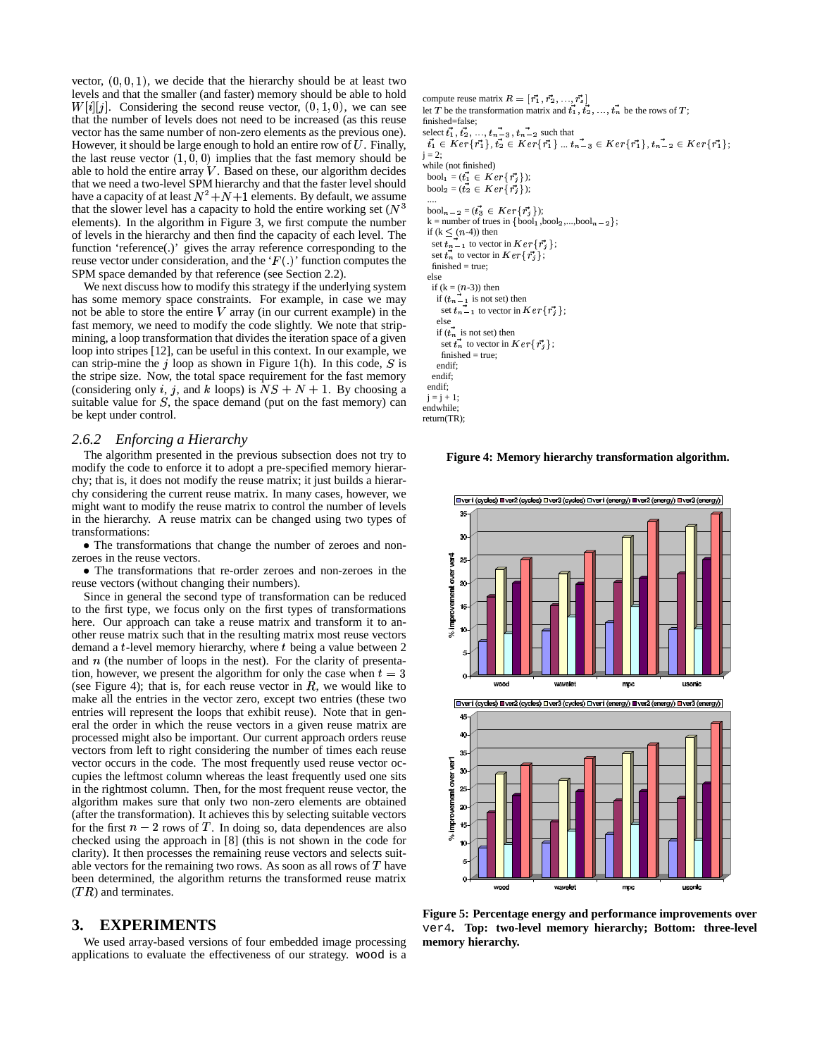vector, $(0, 0, 1)$, we decide that the hierarchy should be at least two levels and that the smaller (and faster) memory should be able to hold $W[i][j]$. Considering the second reuse vector, $(0, 1, 0)$, we can see that the number of levels does not need to be increased (as this reuse vector has the same number of non-zero elements as the previous one). However, it should be large enough to hold an entire row of $U$. Finally, the last reuse vector $(1, 0, 0)$ implies that the fast memory should be able to hold the entire array $V$. Based on these, our algorithm decides that we need a two-level SPM hierarchy and that the faster level should have a capacity of at least $N^2+N+1$ elements. By default, we assume that the slower level has a capacity to hold the entire working set ($N^3$ elements). In the algorithm in Figure 3, we first compute the number of levels in the hierarchy and then find the capacity of each level. The function 'reference(.)' gives the array reference corresponding to the reuse vector under consideration, and the '$F(.)$' function computes the SPM space demanded by that reference (see Section 2.2).

We next discuss how to modify this strategy if the underlying system has some memory space constraints. For example, in case we may not be able to store the entire $V$ array (in our current example) in the fast memory, we need to modify the code slightly. We note that strip-mining, a loop transformation that divides the iteration space of a given loop into stripes [12], can be useful in this context. In our example, we can strip-mine the $j$ loop as shown in Figure 1(h). In this code, $S$ is the stripe size. Now, the total space requirement for the fast memory (considering only $i$, $j$, and $k$ loops) is $NS + N + 1$. By choosing a suitable value for $S$, the space demand (put on the fast memory) can be kept under control.

### 2.6.2 Enforcing a Hierarchy

The algorithm presented in the previous subsection does not try to modify the code to enforce it to adopt a pre-specified memory hierarchy; that is, it does not modify the reuse matrix; it just builds a hierarchy considering the current reuse matrix. In many cases, however, we might want to modify the reuse matrix to control the number of levels in the hierarchy. A reuse matrix can be changed using two types of transformations:

- The transformations that change the number of zeroes and non-zeroes in the reuse vectors.
- The transformations that re-order zeroes and non-zeroes in the reuse vectors (without changing their numbers).

Since in general the second type of transformation can be reduced to the first type, we focus only on the first types of transformations here. Our approach can take a reuse matrix and transform it to another reuse matrix such that in the resulting matrix most reuse vectors demand a $t$-level memory hierarchy, where $t$ being a value between 2 and $n$ (the number of loops in the nest). For the clarity of presentation, however, we present the algorithm for only the case when $t = 3$ (see Figure 4); that is, for each reuse vector in $R$, we would like to make all the entries in the vector zero, except two entries (these two entries will represent the loops that exhibit reuse). Note that in general the order in which the reuse vectors in a given reuse matrix are processed might also be important. Our current approach orders reuse vectors from left to right considering the number of times each reuse vector occurs in the code. The most frequently used reuse vector occupies the leftmost column whereas the least frequently used one sits in the rightmost column. Then, for the most frequent reuse vector, the algorithm makes sure that only two non-zero elements are obtained (after the transformation). It achieves this by selecting suitable vectors for the first $n-2$ rows of $T$. In doing so, data dependences are also checked using the approach in [8] (this is not shown in the code for clarity). It then processes the remaining reuse vectors and selects suitable vectors for the remaining two rows. As soon as all rows of $T$ have been determined, the algorithm returns the transformed reuse matrix ($TR$) and terminates.

```
compute reuse matrix R = [r1, r2, ..., rs]
let T be the transformation matrix and t1, t2, ..., tn be the rows of T;
finished=false;
select t1, t2, ..., t(n-3), t(n-2) such that
  t1 ∈ Ker{r1}, t2 ∈ Ker{r1} ... t(n-3) ∈ Ker{r1}, t(n-2) ∈ Ker{r1};
j = 2;
while (not finished)
  bool_1 = (t1 ∈ Ker{rj});
  bool_2 = (t2 ∈ Ker{rj});
  ....
  bool_(n-2) = (t3 ∈ Ker{rj});
  k = number of trues in {bool_1, bool_2, ..., bool_(n-2)};
  if (k ≤ (n-4)) then
    set t(n-1) to vector in Ker{rj};
    set tn to vector in Ker{rj};
    finished = true;
  else
    if (k = (n-3)) then
      if (t(n-1) is not set) then
        set t(n-1) to vector in Ker{rj};
      else
        if (tn is not set) then
          set tn to vector in Ker{rj};
          finished = true;
        endif;
      endif;
    endif;
  j = j + 1;
endwhile;
return(TR);
```

**Figure 4: Memory hierarchy transformation algorithm.**

**Figure 5: Percentage energy and performance improvements over** `ver4`**. Top: two-level memory hierarchy; Bottom: three-level memory hierarchy.**

## 3. EXPERIMENTS

We used array-based versions of four embedded image processing applications to evaluate the effectiveness of our strategy. `wood` is a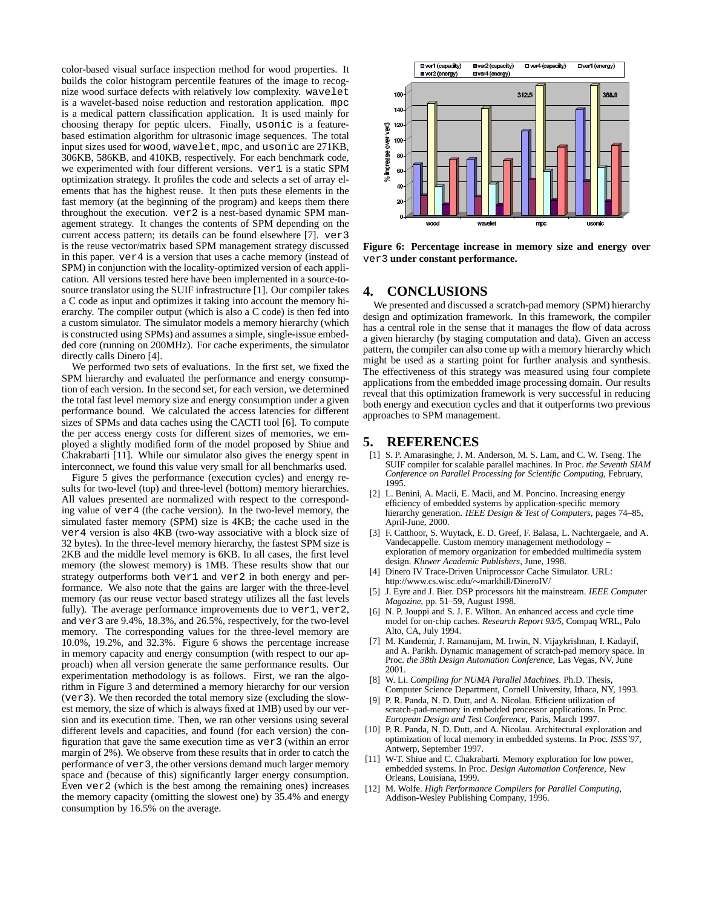color-based visual surface inspection method for wood properties. It builds the color histogram percentile features of the image to recognize wood surface defects with relatively low complexity. `wavelet` is a wavelet-based noise reduction and restoration application. `mpc` is a medical pattern classification application. It is used mainly for choosing therapy for peptic ulcers. Finally, `usonic` is a feature-based estimation algorithm for ultrasonic image sequences. The total input sizes used for `wood`, `wavelet`, `mpc`, and `usonic` are 271KB, 306KB, 586KB, and 410KB, respectively. For each benchmark code, we experimented with four different versions. `ver1` is a static SPM optimization strategy. It profiles the code and selects a set of array elements that has the highest reuse. It then puts these elements in the fast memory (at the beginning of the program) and keeps them there throughout the execution. `ver2` is a nest-based dynamic SPM management strategy. It changes the contents of SPM depending on the current access pattern; its details can be found elsewhere [7]. `ver3` is the reuse vector/matrix based SPM management strategy discussed in this paper. `ver4` is a version that uses a cache memory (instead of SPM) in conjunction with the locality-optimized version of each application. All versions tested here have been implemented in a source-to-source translator using the SUIF infrastructure [1]. Our compiler takes a C code as input and optimizes it taking into account the memory hierarchy. The compiler output (which is also a C code) is then fed into a custom simulator. The simulator models a memory hierarchy (which is constructed using SPMs) and assumes a simple, single-issue embedded core (running on 200MHz). For cache experiments, the simulator directly calls Dinero [4].

We performed two sets of evaluations. In the first set, we fixed the SPM hierarchy and evaluated the performance and energy consumption of each version. In the second set, for each version, we determined the total fast level memory size and energy consumption under a given performance bound. We calculated the access latencies for different sizes of SPMs and data caches using the CACTI tool [6]. To compute the per access energy costs for different sizes of memories, we employed a slightly modified form of the model proposed by Shiue and Chakrabarti [11]. While our simulator also gives the energy spent in interconnect, we found this value very small for all benchmarks used.

Figure 5 gives the performance (execution cycles) and energy results for two-level (top) and three-level (bottom) memory hierarchies. All values presented are normalized with respect to the corresponding value of `ver4` (the cache version). In the two-level memory, the simulated faster memory (SPM) size is 4KB; the cache used in the `ver4` version is also 4KB (two-way associative with a block size of 32 bytes). In the three-level memory hierarchy, the fastest SPM size is 2KB and the middle level memory is 6KB. In all cases, the first level memory (the slowest memory) is 1MB. These results show that our strategy outperforms both `ver1` and `ver2` in both energy and performance. We also note that the gains are larger with the three-level memory (as our reuse vector based strategy utilizes all the fast levels fully). The average performance improvements due to `ver1`, `ver2`, and `ver3` are 9.4%, 18.3%, and 26.5%, respectively, for the two-level memory. The corresponding values for the three-level memory are 10.0%, 19.2%, and 32.3%. Figure 6 shows the percentage increase in memory capacity and energy consumption (with respect to our approach) when all version generate the same performance results. Our experimentation methodology is as follows. First, we ran the algorithm in Figure 3 and determined a memory hierarchy for our version (`ver3`). We then recorded the total memory size (excluding the slowest memory, the size of which is always fixed at 1MB) used by our version and its execution time. Then, we ran other versions using several different levels and capacities, and found (for each version) the configuration that gave the same execution time as `ver3` (within an error margin of 2%). We observe from these results that in order to catch the performance of `ver3`, the other versions demand much larger memory space and (because of this) significantly larger energy consumption. Even `ver2` (which is the best among the remaining ones) increases the memory capacity (omitting the slowest one) by 35.4% and energy consumption by 16.5% on the average.

ver1 (capacity)
ver2 (capacity)
ver4 (capacity)
ver1 (energy)
ver2 (energy)
ver4 (energy)

% increase over ver3

0
20
40
60
80
100
120
140
160

312.5
388.9

wood
wavelet
mpc
usonic

**Figure 6: Percentage increase in memory size and energy over `ver3` under constant performance.**

## 4. CONCLUSIONS

We presented and discussed a scratch-pad memory (SPM) hierarchy design and optimization framework. In this framework, the compiler has a central role in the sense that it manages the flow of data across a given hierarchy (by staging computation and data). Given an access pattern, the compiler can also come up with a memory hierarchy which might be used as a starting point for further analysis and synthesis. The effectiveness of this strategy was measured using four complete applications from the embedded image processing domain. Our results reveal that this optimization framework is very successful in reducing both energy and execution cycles and that it outperforms two previous approaches to SPM management.

## 5. REFERENCES

[1] S. P. Amarasinghe, J. M. Anderson, M. S. Lam, and C. W. Tseng. The SUIF compiler for scalable parallel machines. In Proc. *the Seventh SIAM Conference on Parallel Processing for Scientific Computing*, February, 1995.

[2] L. Benini, A. Macii, E. Macii, and M. Poncino. Increasing energy efficiency of embedded systems by application-specific memory hierarchy generation. *IEEE Design & Test of Computers*, pages 74–85, April-June, 2000.

[3] F. Catthoor, S. Wuytack, E. D. Greef, F. Balasa, L. Nachtergaele, and A. Vandecappelle. Custom memory management methodology – exploration of memory organization for embedded multimedia system design. *Kluwer Academic Publishers*, June, 1998.

[4] Dinero IV Trace-Driven Uniprocessor Cache Simulator. URL: http://www.cs.wisc.edu/∼markhill/DineroIV/

[5] J. Eyre and J. Bier. DSP processors hit the mainstream. *IEEE Computer Magazine*, pp. 51–59, August 1998.

[6] N. P. Jouppi and S. J. E. Wilton. An enhanced access and cycle time model for on-chip caches. *Research Report 93/5*, Compaq WRL, Palo Alto, CA, July 1994.

[7] M. Kandemir, J. Ramanujam, M. Irwin, N. Vijaykrishnan, I. Kadayif, and A. Parikh. Dynamic management of scratch-pad memory space. In Proc. *the 38th Design Automation Conference*, Las Vegas, NV, June 2001.

[8] W. Li. *Compiling for NUMA Parallel Machines*. Ph.D. Thesis, Computer Science Department, Cornell University, Ithaca, NY, 1993.

[9] P. R. Panda, N. D. Dutt, and A. Nicolau. Efficient utilization of scratch-pad-memory in embedded processor applications. In Proc. *European Design and Test Conference*, Paris, March 1997.

[10] P. R. Panda, N. D. Dutt, and A. Nicolau. Architectural exploration and optimization of local memory in embedded systems. In Proc. *ISSS'97*, Antwerp, September 1997.

[11] W-T. Shiue and C. Chakrabarti. Memory exploration for low power, embedded systems. In Proc. *Design Automation Conference*, New Orleans, Louisiana, 1999.

[12] M. Wolfe. *High Performance Compilers for Parallel Computing*, Addison-Wesley Publishing Company, 1996.